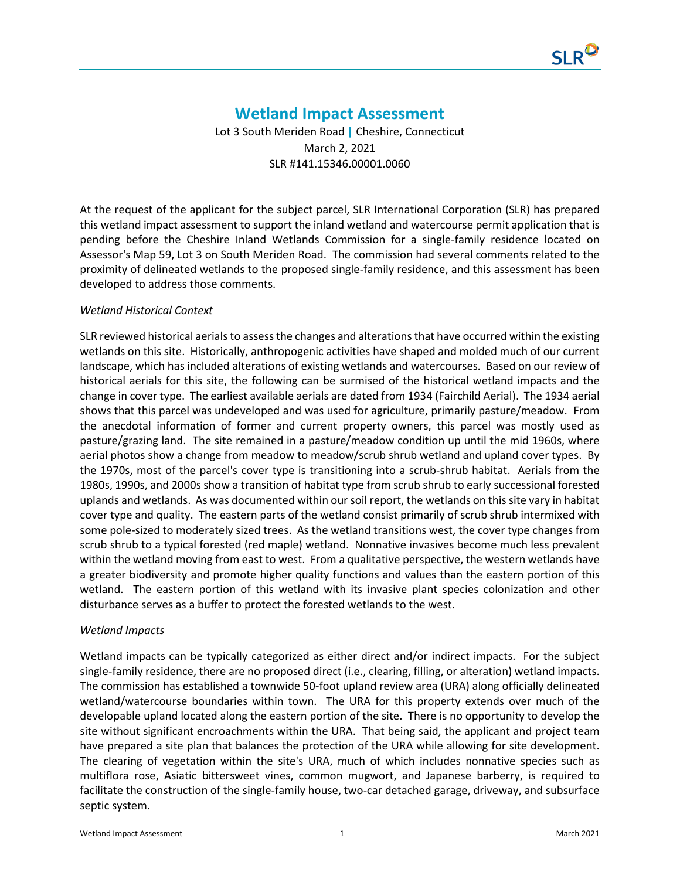# Wetland Impact Assessment

Lot 3 South Meriden Road | Cheshire, Connecticut
March 2, 2021
SLR #141.15346.00001.0060

At the request of the applicant for the subject parcel, SLR International Corporation (SLR) has prepared this wetland impact assessment to support the inland wetland and watercourse permit application that is pending before the Cheshire Inland Wetlands Commission for a single-family residence located on Assessor's Map 59, Lot 3 on South Meriden Road. The commission had several comments related to the proximity of delineated wetlands to the proposed single-family residence, and this assessment has been developed to address those comments.

*Wetland Historical Context*

SLR reviewed historical aerials to assess the changes and alterations that have occurred within the existing wetlands on this site. Historically, anthropogenic activities have shaped and molded much of our current landscape, which has included alterations of existing wetlands and watercourses. Based on our review of historical aerials for this site, the following can be surmised of the historical wetland impacts and the change in cover type. The earliest available aerials are dated from 1934 (Fairchild Aerial). The 1934 aerial shows that this parcel was undeveloped and was used for agriculture, primarily pasture/meadow. From the anecdotal information of former and current property owners, this parcel was mostly used as pasture/grazing land. The site remained in a pasture/meadow condition up until the mid 1960s, where aerial photos show a change from meadow to meadow/scrub shrub wetland and upland cover types. By the 1970s, most of the parcel's cover type is transitioning into a scrub-shrub habitat. Aerials from the 1980s, 1990s, and 2000s show a transition of habitat type from scrub shrub to early successional forested uplands and wetlands. As was documented within our soil report, the wetlands on this site vary in habitat cover type and quality. The eastern parts of the wetland consist primarily of scrub shrub intermixed with some pole-sized to moderately sized trees. As the wetland transitions west, the cover type changes from scrub shrub to a typical forested (red maple) wetland. Nonnative invasives become much less prevalent within the wetland moving from east to west. From a qualitative perspective, the western wetlands have a greater biodiversity and promote higher quality functions and values than the eastern portion of this wetland. The eastern portion of this wetland with its invasive plant species colonization and other disturbance serves as a buffer to protect the forested wetlands to the west.

*Wetland Impacts*

Wetland impacts can be typically categorized as either direct and/or indirect impacts. For the subject single-family residence, there are no proposed direct (i.e., clearing, filling, or alteration) wetland impacts. The commission has established a townwide 50-foot upland review area (URA) along officially delineated wetland/watercourse boundaries within town. The URA for this property extends over much of the developable upland located along the eastern portion of the site. There is no opportunity to develop the site without significant encroachments within the URA. That being said, the applicant and project team have prepared a site plan that balances the protection of the URA while allowing for site development. The clearing of vegetation within the site's URA, much of which includes nonnative species such as multiflora rose, Asiatic bittersweet vines, common mugwort, and Japanese barberry, is required to facilitate the construction of the single-family house, two-car detached garage, driveway, and subsurface septic system.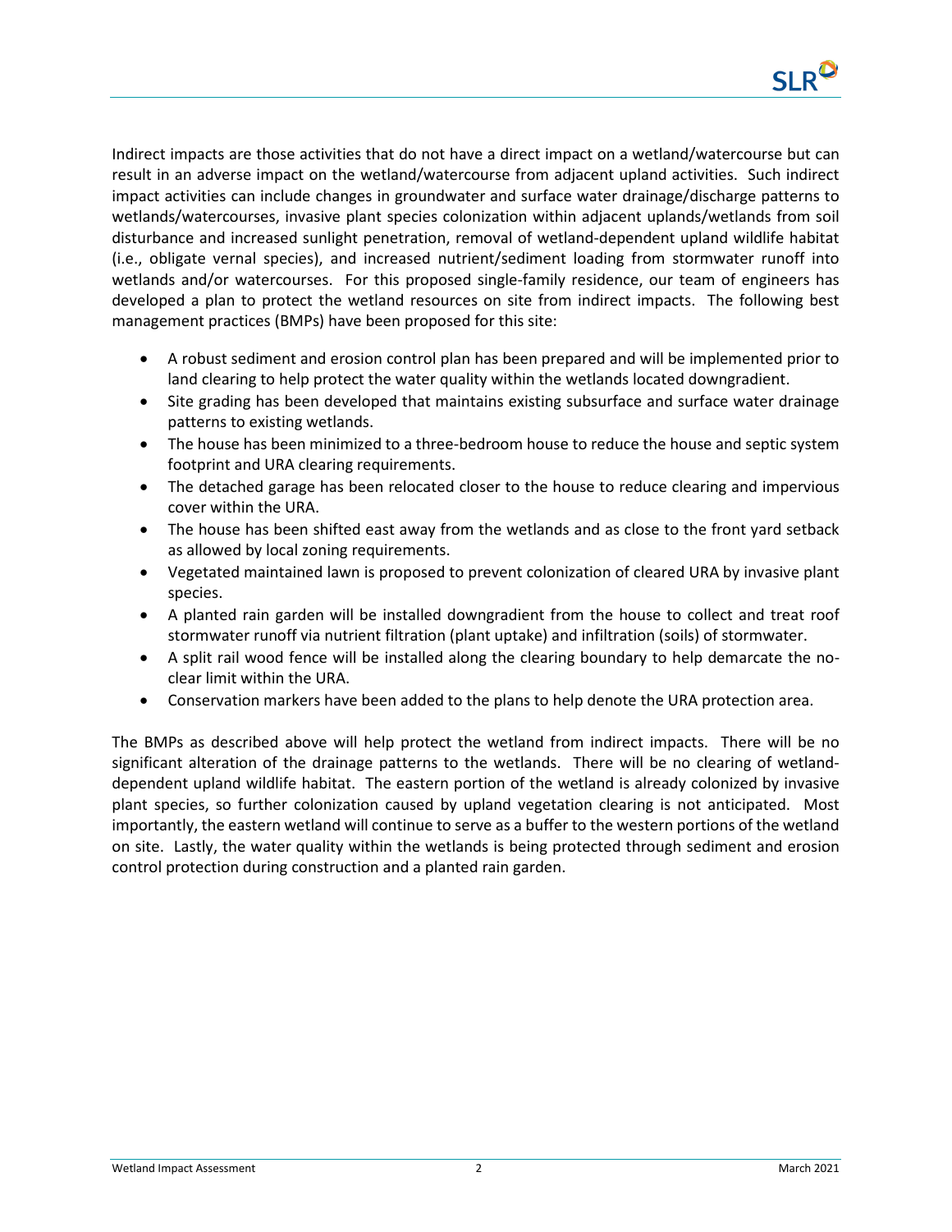Indirect impacts are those activities that do not have a direct impact on a wetland/watercourse but can result in an adverse impact on the wetland/watercourse from adjacent upland activities. Such indirect impact activities can include changes in groundwater and surface water drainage/discharge patterns to wetlands/watercourses, invasive plant species colonization within adjacent uplands/wetlands from soil disturbance and increased sunlight penetration, removal of wetland-dependent upland wildlife habitat (i.e., obligate vernal species), and increased nutrient/sediment loading from stormwater runoff into wetlands and/or watercourses. For this proposed single-family residence, our team of engineers has developed a plan to protect the wetland resources on site from indirect impacts. The following best management practices (BMPs) have been proposed for this site:

- A robust sediment and erosion control plan has been prepared and will be implemented prior to land clearing to help protect the water quality within the wetlands located downgradient.
- Site grading has been developed that maintains existing subsurface and surface water drainage patterns to existing wetlands.
- The house has been minimized to a three-bedroom house to reduce the house and septic system footprint and URA clearing requirements.
- The detached garage has been relocated closer to the house to reduce clearing and impervious cover within the URA.
- The house has been shifted east away from the wetlands and as close to the front yard setback as allowed by local zoning requirements.
- Vegetated maintained lawn is proposed to prevent colonization of cleared URA by invasive plant species.
- A planted rain garden will be installed downgradient from the house to collect and treat roof stormwater runoff via nutrient filtration (plant uptake) and infiltration (soils) of stormwater.
- A split rail wood fence will be installed along the clearing boundary to help demarcate the no-clear limit within the URA.
- Conservation markers have been added to the plans to help denote the URA protection area.

The BMPs as described above will help protect the wetland from indirect impacts. There will be no significant alteration of the drainage patterns to the wetlands. There will be no clearing of wetland-dependent upland wildlife habitat. The eastern portion of the wetland is already colonized by invasive plant species, so further colonization caused by upland vegetation clearing is not anticipated. Most importantly, the eastern wetland will continue to serve as a buffer to the western portions of the wetland on site. Lastly, the water quality within the wetlands is being protected through sediment and erosion control protection during construction and a planted rain garden.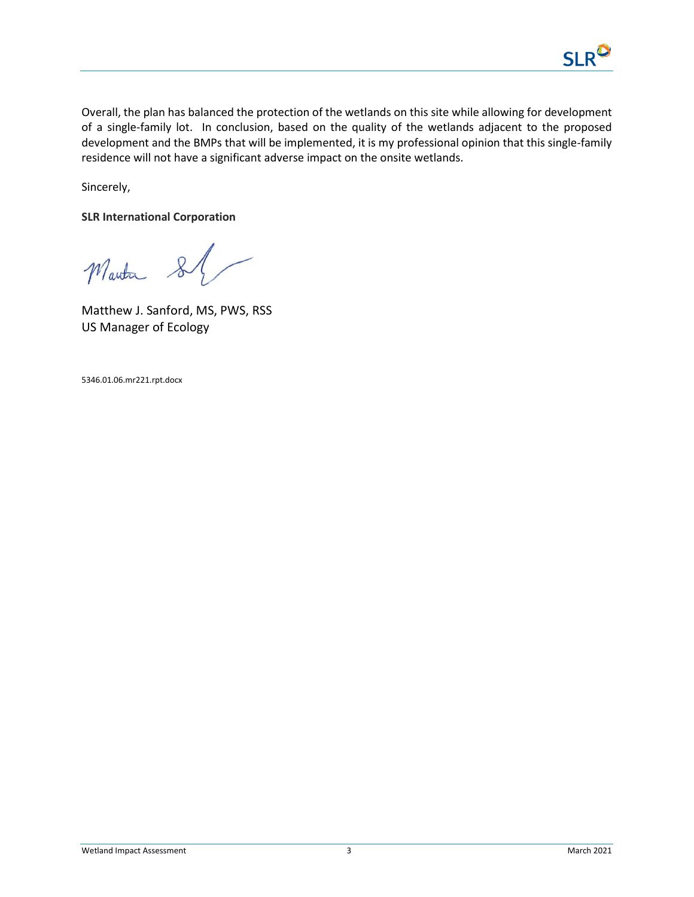Overall, the plan has balanced the protection of the wetlands on this site while allowing for development of a single-family lot. In conclusion, based on the quality of the wetlands adjacent to the proposed development and the BMPs that will be implemented, it is my professional opinion that this single-family residence will not have a significant adverse impact on the onsite wetlands.

Sincerely,

**SLR International Corporation**

Matthew J. Sanford, MS, PWS, RSS
US Manager of Ecology

5346.01.06.mr221.rpt.docx